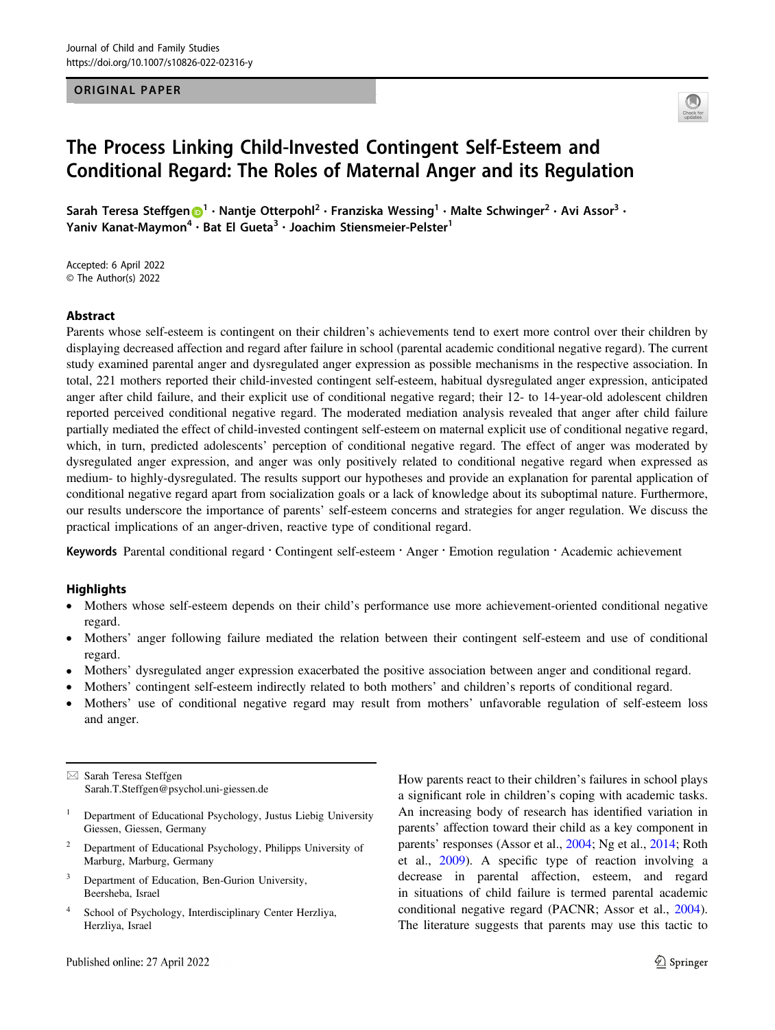ORIGINAL PAPER

# The Process Linking Child-Invested Contingent Self-Esteem and Conditional Regard: The Roles of Maternal Anger and its Regulation

Sarah Teresa Steffgen[1] · Nantje Otterpohl[2] · Franziska Wessing[1] · Malte Schwinger[2] · Avi Assor[3] · Yaniv Kanat-Maymon[4] · Bat El Gueta[3] · Joachim Stiensmeier-Pelster[1]

Accepted: 6 April 2022
© The Author(s) 2022

## Abstract

Parents whose self-esteem is contingent on their children's achievements tend to exert more control over their children by displaying decreased affection and regard after failure in school (parental academic conditional negative regard). The current study examined parental anger and dysregulated anger expression as possible mechanisms in the respective association. In total, 221 mothers reported their child-invested contingent self-esteem, habitual dysregulated anger expression, anticipated anger after child failure, and their explicit use of conditional negative regard; their 12- to 14-year-old adolescent children reported perceived conditional negative regard. The moderated mediation analysis revealed that anger after child failure partially mediated the effect of child-invested contingent self-esteem on maternal explicit use of conditional negative regard, which, in turn, predicted adolescents' perception of conditional negative regard. The effect of anger was moderated by dysregulated anger expression, and anger was only positively related to conditional negative regard when expressed as medium- to highly-dysregulated. The results support our hypotheses and provide an explanation for parental application of conditional negative regard apart from socialization goals or a lack of knowledge about its suboptimal nature. Furthermore, our results underscore the importance of parents' self-esteem concerns and strategies for anger regulation. We discuss the practical implications of an anger-driven, reactive type of conditional regard.

**Keywords** Parental conditional regard · Contingent self-esteem · Anger · Emotion regulation · Academic achievement

## Highlights

- Mothers whose self-esteem depends on their child's performance use more achievement-oriented conditional negative regard.
- Mothers' anger following failure mediated the relation between their contingent self-esteem and use of conditional regard.
- Mothers' dysregulated anger expression exacerbated the positive association between anger and conditional regard.
- Mothers' contingent self-esteem indirectly related to both mothers' and children's reports of conditional regard.
- Mothers' use of conditional negative regard may result from mothers' unfavorable regulation of self-esteem loss and anger.

---

✉ Sarah Teresa Steffgen
Sarah.T.Steffgen@psychol.uni-giessen.de

[1] Department of Educational Psychology, Justus Liebig University Giessen, Giessen, Germany

[2] Department of Educational Psychology, Philipps University of Marburg, Marburg, Germany

[3] Department of Education, Ben-Gurion University, Beersheba, Israel

[4] School of Psychology, Interdisciplinary Center Herzliya, Herzliya, Israel

---

How parents react to their children's failures in school plays a significant role in children's coping with academic tasks. An increasing body of research has identified variation in parents' affection toward their child as a key component in parents' responses (Assor et al., 2004; Ng et al., 2014; Roth et al., 2009). A specific type of reaction involving a decrease in parental affection, esteem, and regard in situations of child failure is termed parental academic conditional negative regard (PACNR; Assor et al., 2004). The literature suggests that parents may use this tactic to

Published online: 27 April 2022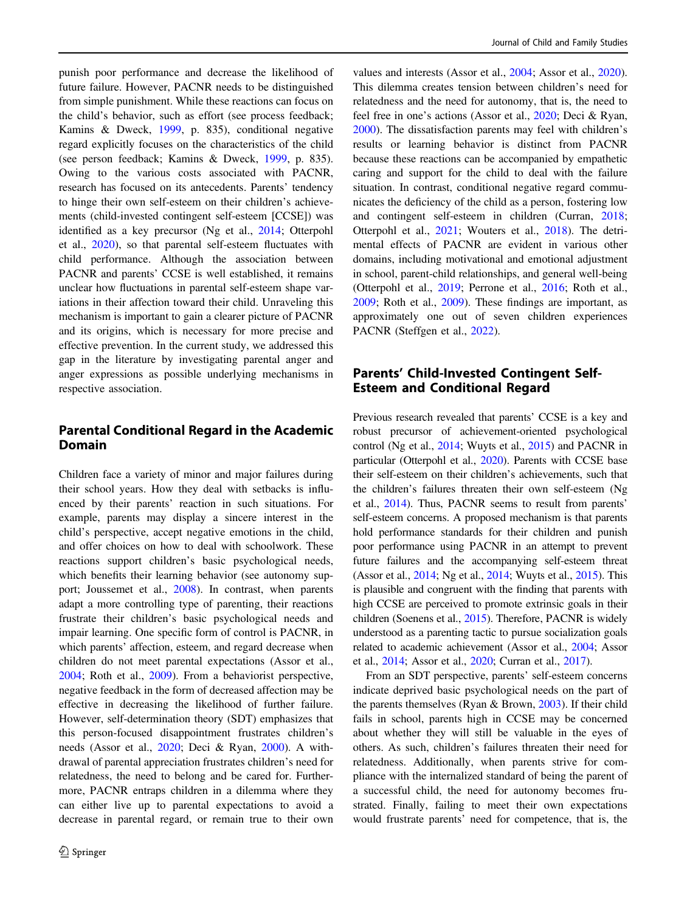punish poor performance and decrease the likelihood of future failure. However, PACNR needs to be distinguished from simple punishment. While these reactions can focus on the child's behavior, such as effort (see process feedback; Kamins & Dweck, 1999, p. 835), conditional negative regard explicitly focuses on the characteristics of the child (see person feedback; Kamins & Dweck, 1999, p. 835). Owing to the various costs associated with PACNR, research has focused on its antecedents. Parents' tendency to hinge their own self-esteem on their children's achievements (child-invested contingent self-esteem [CCSE]) was identified as a key precursor (Ng et al., 2014; Otterpohl et al., 2020), so that parental self-esteem fluctuates with child performance. Although the association between PACNR and parents' CCSE is well established, it remains unclear how fluctuations in parental self-esteem shape variations in their affection toward their child. Unraveling this mechanism is important to gain a clearer picture of PACNR and its origins, which is necessary for more precise and effective prevention. In the current study, we addressed this gap in the literature by investigating parental anger and anger expressions as possible underlying mechanisms in respective association.

## Parental Conditional Regard in the Academic Domain

Children face a variety of minor and major failures during their school years. How they deal with setbacks is influenced by their parents' reaction in such situations. For example, parents may display a sincere interest in the child's perspective, accept negative emotions in the child, and offer choices on how to deal with schoolwork. These reactions support children's basic psychological needs, which benefits their learning behavior (see autonomy support; Joussemet et al., 2008). In contrast, when parents adapt a more controlling type of parenting, their reactions frustrate their children's basic psychological needs and impair learning. One specific form of control is PACNR, in which parents' affection, esteem, and regard decrease when children do not meet parental expectations (Assor et al., 2004; Roth et al., 2009). From a behaviorist perspective, negative feedback in the form of decreased affection may be effective in decreasing the likelihood of further failure. However, self-determination theory (SDT) emphasizes that this person-focused disappointment frustrates children's needs (Assor et al., 2020; Deci & Ryan, 2000). A withdrawal of parental appreciation frustrates children's need for relatedness, the need to belong and be cared for. Furthermore, PACNR entraps children in a dilemma where they can either live up to parental expectations to avoid a decrease in parental regard, or remain true to their own values and interests (Assor et al., 2004; Assor et al., 2020). This dilemma creates tension between children's need for relatedness and the need for autonomy, that is, the need to feel free in one's actions (Assor et al., 2020; Deci & Ryan, 2000). The dissatisfaction parents may feel with children's results or learning behavior is distinct from PACNR because these reactions can be accompanied by empathetic caring and support for the child to deal with the failure situation. In contrast, conditional negative regard communicates the deficiency of the child as a person, fostering low and contingent self-esteem in children (Curran, 2018; Otterpohl et al., 2021; Wouters et al., 2018). The detrimental effects of PACNR are evident in various other domains, including motivational and emotional adjustment in school, parent-child relationships, and general well-being (Otterpohl et al., 2019; Perrone et al., 2016; Roth et al., 2009; Roth et al., 2009). These findings are important, as approximately one out of seven children experiences PACNR (Steffgen et al., 2022).

## Parents' Child-Invested Contingent Self-Esteem and Conditional Regard

Previous research revealed that parents' CCSE is a key and robust precursor of achievement-oriented psychological control (Ng et al., 2014; Wuyts et al., 2015) and PACNR in particular (Otterpohl et al., 2020). Parents with CCSE base their self-esteem on their children's achievements, such that the children's failures threaten their own self-esteem (Ng et al., 2014). Thus, PACNR seems to result from parents' self-esteem concerns. A proposed mechanism is that parents hold performance standards for their children and punish poor performance using PACNR in an attempt to prevent future failures and the accompanying self-esteem threat (Assor et al., 2014; Ng et al., 2014; Wuyts et al., 2015). This is plausible and congruent with the finding that parents with high CCSE are perceived to promote extrinsic goals in their children (Soenens et al., 2015). Therefore, PACNR is widely understood as a parenting tactic to pursue socialization goals related to academic achievement (Assor et al., 2004; Assor et al., 2014; Assor et al., 2020; Curran et al., 2017).

From an SDT perspective, parents' self-esteem concerns indicate deprived basic psychological needs on the part of the parents themselves (Ryan & Brown, 2003). If their child fails in school, parents high in CCSE may be concerned about whether they will still be valuable in the eyes of others. As such, children's failures threaten their need for relatedness. Additionally, when parents strive for compliance with the internalized standard of being the parent of a successful child, the need for autonomy becomes frustrated. Finally, failing to meet their own expectations would frustrate parents' need for competence, that is, the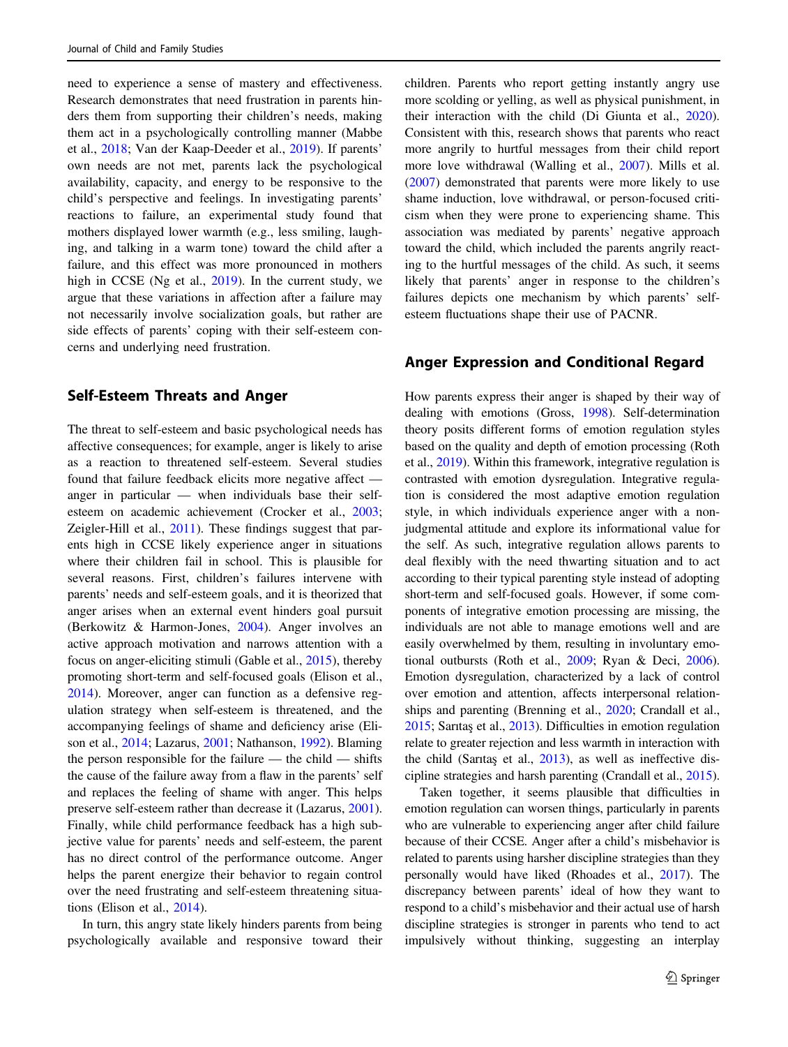need to experience a sense of mastery and effectiveness. Research demonstrates that need frustration in parents hinders them from supporting their children's needs, making them act in a psychologically controlling manner (Mabbe et al., 2018; Van der Kaap-Deeder et al., 2019). If parents' own needs are not met, parents lack the psychological availability, capacity, and energy to be responsive to the child's perspective and feelings. In investigating parents' reactions to failure, an experimental study found that mothers displayed lower warmth (e.g., less smiling, laughing, and talking in a warm tone) toward the child after a failure, and this effect was more pronounced in mothers high in CCSE (Ng et al., 2019). In the current study, we argue that these variations in affection after a failure may not necessarily involve socialization goals, but rather are side effects of parents' coping with their self-esteem concerns and underlying need frustration.

## Self-Esteem Threats and Anger

The threat to self-esteem and basic psychological needs has affective consequences; for example, anger is likely to arise as a reaction to threatened self-esteem. Several studies found that failure feedback elicits more negative affect — anger in particular — when individuals base their self-esteem on academic achievement (Crocker et al., 2003; Zeigler-Hill et al., 2011). These findings suggest that parents high in CCSE likely experience anger in situations where their children fail in school. This is plausible for several reasons. First, children's failures intervene with parents' needs and self-esteem goals, and it is theorized that anger arises when an external event hinders goal pursuit (Berkowitz & Harmon-Jones, 2004). Anger involves an active approach motivation and narrows attention with a focus on anger-eliciting stimuli (Gable et al., 2015), thereby promoting short-term and self-focused goals (Elison et al., 2014). Moreover, anger can function as a defensive regulation strategy when self-esteem is threatened, and the accompanying feelings of shame and deficiency arise (Elison et al., 2014; Lazarus, 2001; Nathanson, 1992). Blaming the person responsible for the failure — the child — shifts the cause of the failure away from a flaw in the parents' self and replaces the feeling of shame with anger. This helps preserve self-esteem rather than decrease it (Lazarus, 2001). Finally, while child performance feedback has a high subjective value for parents' needs and self-esteem, the parent has no direct control of the performance outcome. Anger helps the parent energize their behavior to regain control over the need frustrating and self-esteem threatening situations (Elison et al., 2014).

In turn, this angry state likely hinders parents from being psychologically available and responsive toward their children. Parents who report getting instantly angry use more scolding or yelling, as well as physical punishment, in their interaction with the child (Di Giunta et al., 2020). Consistent with this, research shows that parents who react more angrily to hurtful messages from their child report more love withdrawal (Walling et al., 2007). Mills et al. (2007) demonstrated that parents were more likely to use shame induction, love withdrawal, or person-focused criticism when they were prone to experiencing shame. This association was mediated by parents' negative approach toward the child, which included the parents angrily reacting to the hurtful messages of the child. As such, it seems likely that parents' anger in response to the children's failures depicts one mechanism by which parents' self-esteem fluctuations shape their use of PACNR.

## Anger Expression and Conditional Regard

How parents express their anger is shaped by their way of dealing with emotions (Gross, 1998). Self-determination theory posits different forms of emotion regulation styles based on the quality and depth of emotion processing (Roth et al., 2019). Within this framework, integrative regulation is contrasted with emotion dysregulation. Integrative regulation is considered the most adaptive emotion regulation style, in which individuals experience anger with a non-judgmental attitude and explore its informational value for the self. As such, integrative regulation allows parents to deal flexibly with the need thwarting situation and to act according to their typical parenting style instead of adopting short-term and self-focused goals. However, if some components of integrative emotion processing are missing, the individuals are not able to manage emotions well and are easily overwhelmed by them, resulting in involuntary emotional outbursts (Roth et al., 2009; Ryan & Deci, 2006). Emotion dysregulation, characterized by a lack of control over emotion and attention, affects interpersonal relationships and parenting (Brenning et al., 2020; Crandall et al., 2015; Sarıtaş et al., 2013). Difficulties in emotion regulation relate to greater rejection and less warmth in interaction with the child (Sarıtaş et al., 2013), as well as ineffective discipline strategies and harsh parenting (Crandall et al., 2015).

Taken together, it seems plausible that difficulties in emotion regulation can worsen things, particularly in parents who are vulnerable to experiencing anger after child failure because of their CCSE. Anger after a child's misbehavior is related to parents using harsher discipline strategies than they personally would have liked (Rhoades et al., 2017). The discrepancy between parents' ideal of how they want to respond to a child's misbehavior and their actual use of harsh discipline strategies is stronger in parents who tend to act impulsively without thinking, suggesting an interplay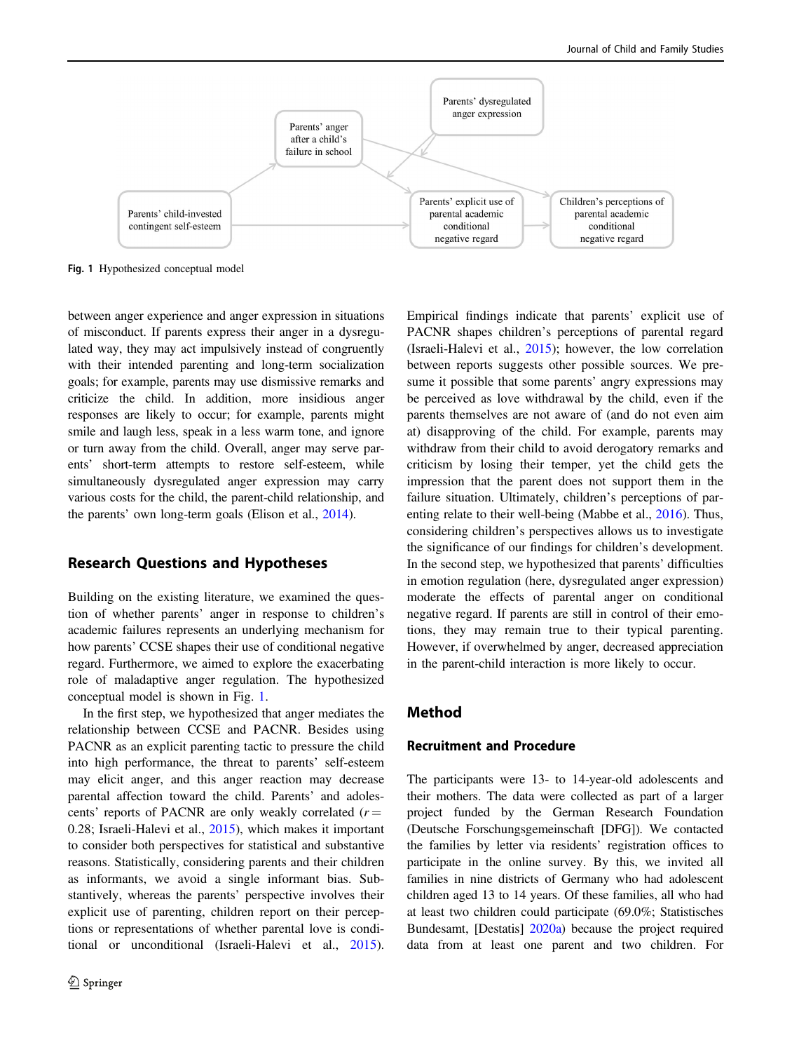Fig. 1 Hypothesized conceptual model

between anger experience and anger expression in situations of misconduct. If parents express their anger in a dysregulated way, they may act impulsively instead of congruently with their intended parenting and long-term socialization goals; for example, parents may use dismissive remarks and criticize the child. In addition, more insidious anger responses are likely to occur; for example, parents might smile and laugh less, speak in a less warm tone, and ignore or turn away from the child. Overall, anger may serve parents' short-term attempts to restore self-esteem, while simultaneously dysregulated anger expression may carry various costs for the child, the parent-child relationship, and the parents' own long-term goals (Elison et al., 2014).

## Research Questions and Hypotheses

Building on the existing literature, we examined the question of whether parents' anger in response to children's academic failures represents an underlying mechanism for how parents' CCSE shapes their use of conditional negative regard. Furthermore, we aimed to explore the exacerbating role of maladaptive anger regulation. The hypothesized conceptual model is shown in Fig. 1.

In the first step, we hypothesized that anger mediates the relationship between CCSE and PACNR. Besides using PACNR as an explicit parenting tactic to pressure the child into high performance, the threat to parents' self-esteem may elicit anger, and this anger reaction may decrease parental affection toward the child. Parents' and adolescents' reports of PACNR are only weakly correlated ($r = 0.28$; Israeli-Halevi et al., 2015), which makes it important to consider both perspectives for statistical and substantive reasons. Statistically, considering parents and their children as informants, we avoid a single informant bias. Substantively, whereas the parents' perspective involves their explicit use of parenting, children report on their perceptions or representations of whether parental love is conditional or unconditional (Israeli-Halevi et al., 2015). Empirical findings indicate that parents' explicit use of PACNR shapes children's perceptions of parental regard (Israeli-Halevi et al., 2015); however, the low correlation between reports suggests other possible sources. We presume it possible that some parents' angry expressions may be perceived as love withdrawal by the child, even if the parents themselves are not aware of (and do not even aim at) disapproving of the child. For example, parents may withdraw from their child to avoid derogatory remarks and criticism by losing their temper, yet the child gets the impression that the parent does not support them in the failure situation. Ultimately, children's perceptions of parenting relate to their well-being (Mabbe et al., 2016). Thus, considering children's perspectives allows us to investigate the significance of our findings for children's development. In the second step, we hypothesized that parents' difficulties in emotion regulation (here, dysregulated anger expression) moderate the effects of parental anger on conditional negative regard. If parents are still in control of their emotions, they may remain true to their typical parenting. However, if overwhelmed by anger, decreased appreciation in the parent-child interaction is more likely to occur.

## Method

### Recruitment and Procedure

The participants were 13- to 14-year-old adolescents and their mothers. The data were collected as part of a larger project funded by the German Research Foundation (Deutsche Forschungsgemeinschaft [DFG]). We contacted the families by letter via residents' registration offices to participate in the online survey. By this, we invited all families in nine districts of Germany who had adolescent children aged 13 to 14 years. Of these families, all who had at least two children could participate (69.0%; Statistisches Bundesamt, [Destatis] 2020a) because the project required data from at least one parent and two children. For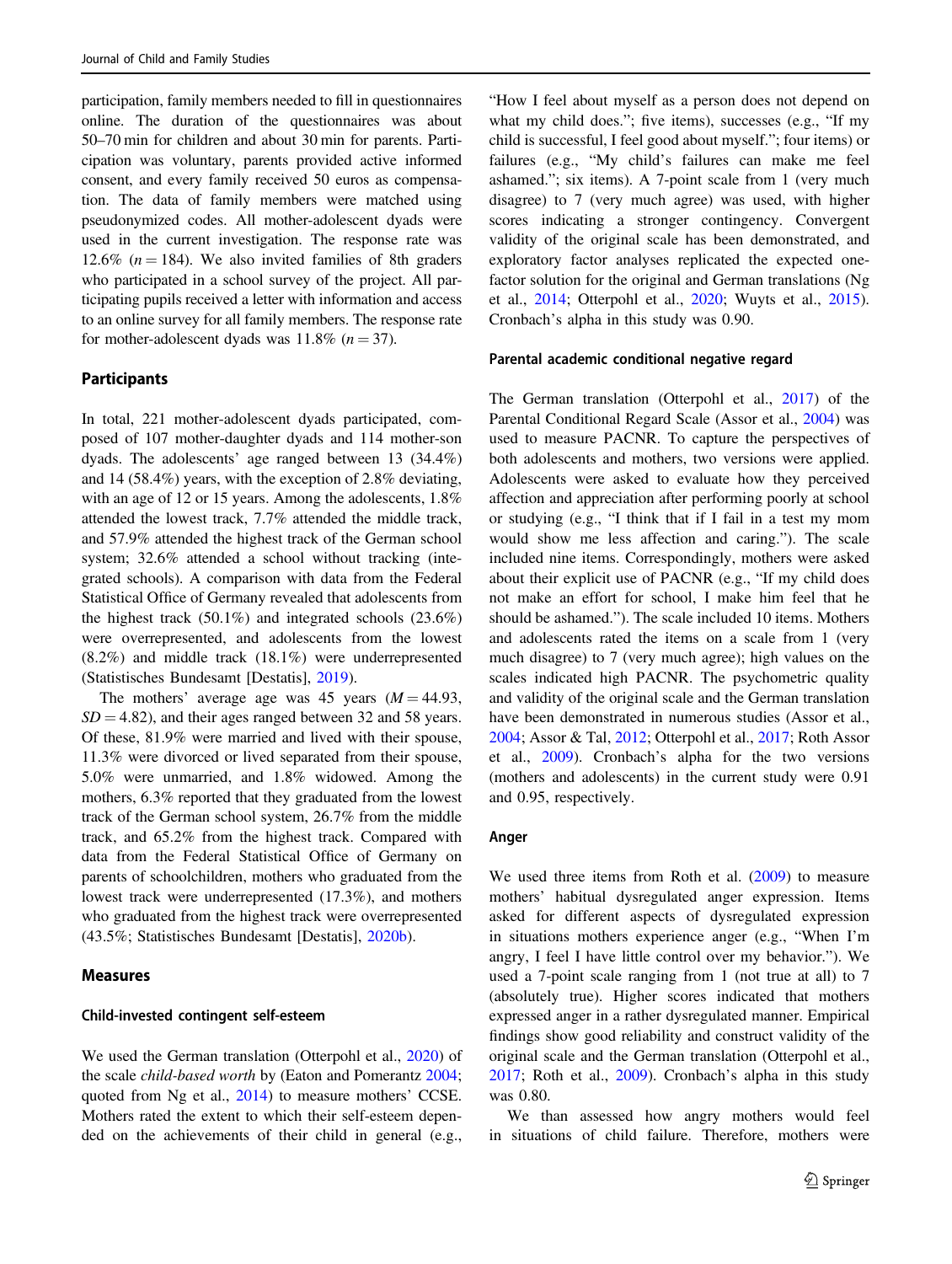participation, family members needed to fill in questionnaires online. The duration of the questionnaires was about 50–70 min for children and about 30 min for parents. Participation was voluntary, parents provided active informed consent, and every family received 50 euros as compensation. The data of family members were matched using pseudonymized codes. All mother-adolescent dyads were used in the current investigation. The response rate was 12.6% ($n = 184$). We also invited families of 8th graders who participated in a school survey of the project. All participating pupils received a letter with information and access to an online survey for all family members. The response rate for mother-adolescent dyads was 11.8% ($n = 37$).

## Participants

In total, 221 mother-adolescent dyads participated, composed of 107 mother-daughter dyads and 114 mother-son dyads. The adolescents' age ranged between 13 (34.4%) and 14 (58.4%) years, with the exception of 2.8% deviating, with an age of 12 or 15 years. Among the adolescents, 1.8% attended the lowest track, 7.7% attended the middle track, and 57.9% attended the highest track of the German school system; 32.6% attended a school without tracking (integrated schools). A comparison with data from the Federal Statistical Office of Germany revealed that adolescents from the highest track (50.1%) and integrated schools (23.6%) were overrepresented, and adolescents from the lowest (8.2%) and middle track (18.1%) were underrepresented (Statistisches Bundesamt [Destatis], 2019).

The mothers' average age was 45 years ($M = 44.93$, $SD = 4.82$), and their ages ranged between 32 and 58 years. Of these, 81.9% were married and lived with their spouse, 11.3% were divorced or lived separated from their spouse, 5.0% were unmarried, and 1.8% widowed. Among the mothers, 6.3% reported that they graduated from the lowest track of the German school system, 26.7% from the middle track, and 65.2% from the highest track. Compared with data from the Federal Statistical Office of Germany on parents of schoolchildren, mothers who graduated from the lowest track were underrepresented (17.3%), and mothers who graduated from the highest track were overrepresented (43.5%; Statistisches Bundesamt [Destatis], 2020b).

## Measures

### Child-invested contingent self-esteem

We used the German translation (Otterpohl et al., 2020) of the scale *child-based worth* by (Eaton and Pomerantz 2004; quoted from Ng et al., 2014) to measure mothers' CCSE. Mothers rated the extent to which their self-esteem depended on the achievements of their child in general (e.g., "How I feel about myself as a person does not depend on what my child does."; five items), successes (e.g., "If my child is successful, I feel good about myself."; four items) or failures (e.g., "My child's failures can make me feel ashamed."; six items). A 7-point scale from 1 (very much disagree) to 7 (very much agree) was used, with higher scores indicating a stronger contingency. Convergent validity of the original scale has been demonstrated, and exploratory factor analyses replicated the expected one-factor solution for the original and German translations (Ng et al., 2014; Otterpohl et al., 2020; Wuyts et al., 2015). Cronbach's alpha in this study was 0.90.

### Parental academic conditional negative regard

The German translation (Otterpohl et al., 2017) of the Parental Conditional Regard Scale (Assor et al., 2004) was used to measure PACNR. To capture the perspectives of both adolescents and mothers, two versions were applied. Adolescents were asked to evaluate how they perceived affection and appreciation after performing poorly at school or studying (e.g., "I think that if I fail in a test my mom would show me less affection and caring."). The scale included nine items. Correspondingly, mothers were asked about their explicit use of PACNR (e.g., "If my child does not make an effort for school, I make him feel that he should be ashamed."). The scale included 10 items. Mothers and adolescents rated the items on a scale from 1 (very much disagree) to 7 (very much agree); high values on the scales indicated high PACNR. The psychometric quality and validity of the original scale and the German translation have been demonstrated in numerous studies (Assor et al., 2004; Assor & Tal, 2012; Otterpohl et al., 2017; Roth Assor et al., 2009). Cronbach's alpha for the two versions (mothers and adolescents) in the current study were 0.91 and 0.95, respectively.

### Anger

We used three items from Roth et al. (2009) to measure mothers' habitual dysregulated anger expression. Items asked for different aspects of dysregulated expression in situations mothers experience anger (e.g., "When I'm angry, I feel I have little control over my behavior."). We used a 7-point scale ranging from 1 (not true at all) to 7 (absolutely true). Higher scores indicated that mothers expressed anger in a rather dysregulated manner. Empirical findings show good reliability and construct validity of the original scale and the German translation (Otterpohl et al., 2017; Roth et al., 2009). Cronbach's alpha in this study was 0.80.

We than assessed how angry mothers would feel in situations of child failure. Therefore, mothers were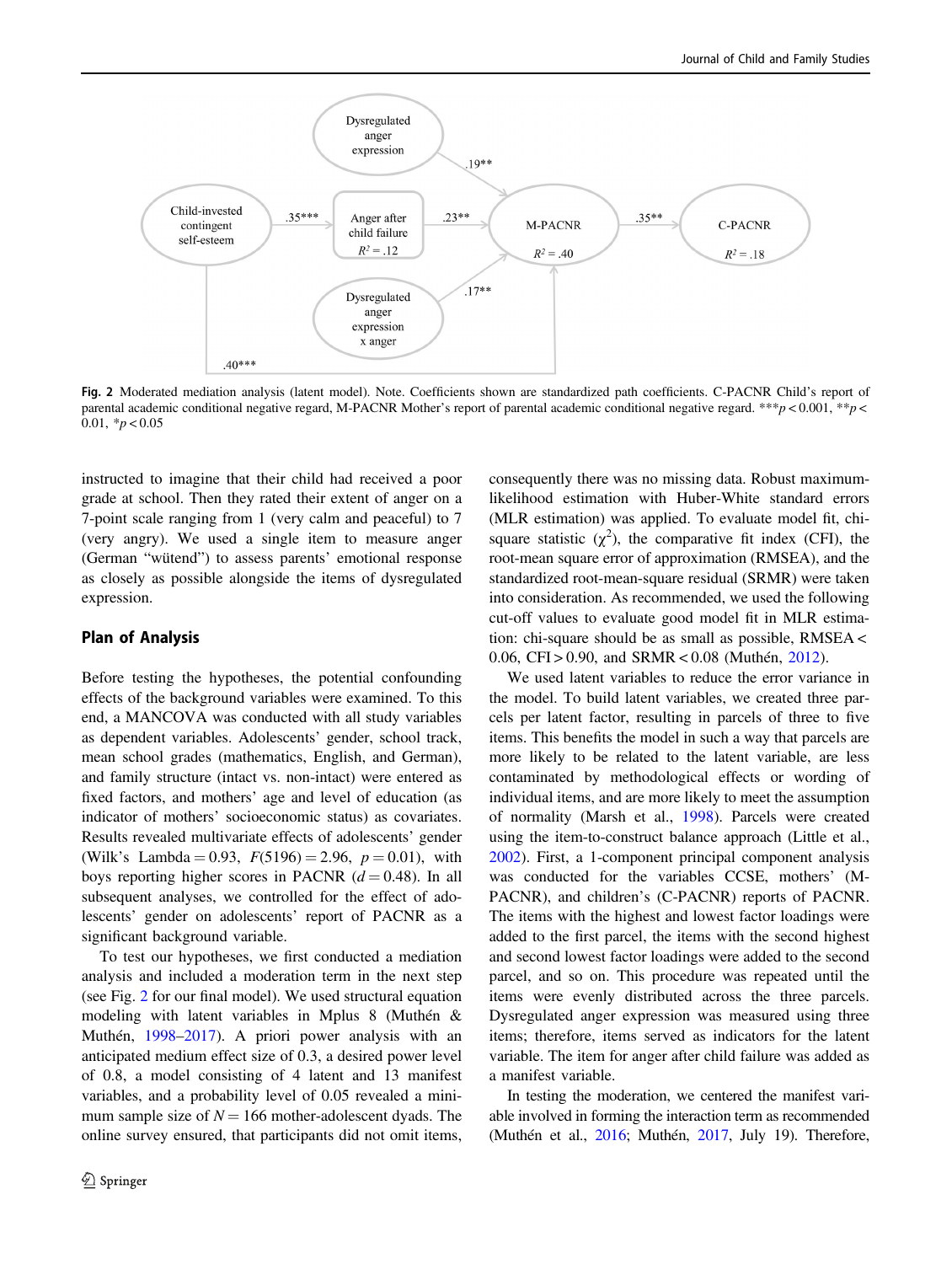Fig. 2 Moderated mediation analysis (latent model). Note. Coefficients shown are standardized path coefficients. C-PACNR Child's report of parental academic conditional negative regard, M-PACNR Mother's report of parental academic conditional negative regard. $^{***}p < 0.001$, $^{**}p < 0.01$, $^{*}p < 0.05$

instructed to imagine that their child had received a poor grade at school. Then they rated their extent of anger on a 7-point scale ranging from 1 (very calm and peaceful) to 7 (very angry). We used a single item to measure anger (German "wütend") to assess parents' emotional response as closely as possible alongside the items of dysregulated expression.

## Plan of Analysis

Before testing the hypotheses, the potential confounding effects of the background variables were examined. To this end, a MANCOVA was conducted with all study variables as dependent variables. Adolescents' gender, school track, mean school grades (mathematics, English, and German), and family structure (intact vs. non-intact) were entered as fixed factors, and mothers' age and level of education (as indicator of mothers' socioeconomic status) as covariates. Results revealed multivariate effects of adolescents' gender (Wilk's Lambda $= 0.93$, $F(5196) = 2.96$, $p = 0.01$), with boys reporting higher scores in PACNR ($d = 0.48$). In all subsequent analyses, we controlled for the effect of adolescents' gender on adolescents' report of PACNR as a significant background variable.

To test our hypotheses, we first conducted a mediation analysis and included a moderation term in the next step (see Fig. 2 for our final model). We used structural equation modeling with latent variables in Mplus 8 (Muthén & Muthén, 1998–2017). A priori power analysis with an anticipated medium effect size of 0.3, a desired power level of 0.8, a model consisting of 4 latent and 13 manifest variables, and a probability level of 0.05 revealed a minimum sample size of $N = 166$ mother-adolescent dyads. The online survey ensured, that participants did not omit items, consequently there was no missing data. Robust maximum-likelihood estimation with Huber-White standard errors (MLR estimation) was applied. To evaluate model fit, chi-square statistic ($\chi^2$), the comparative fit index (CFI), the root-mean square error of approximation (RMSEA), and the standardized root-mean-square residual (SRMR) were taken into consideration. As recommended, we used the following cut-off values to evaluate good model fit in MLR estimation: chi-square should be as small as possible, RMSEA < 0.06, CFI > 0.90, and SRMR < 0.08 (Muthén, 2012).

We used latent variables to reduce the error variance in the model. To build latent variables, we created three parcels per latent factor, resulting in parcels of three to five items. This benefits the model in such a way that parcels are more likely to be related to the latent variable, are less contaminated by methodological effects or wording of individual items, and are more likely to meet the assumption of normality (Marsh et al., 1998). Parcels were created using the item-to-construct balance approach (Little et al., 2002). First, a 1-component principal component analysis was conducted for the variables CCSE, mothers' (M-PACNR), and children's (C-PACNR) reports of PACNR. The items with the highest and lowest factor loadings were added to the first parcel, the items with the second highest and second lowest factor loadings were added to the second parcel, and so on. This procedure was repeated until the items were evenly distributed across the three parcels. Dysregulated anger expression was measured using three items; therefore, items served as indicators for the latent variable. The item for anger after child failure was added as a manifest variable.

In testing the moderation, we centered the manifest variable involved in forming the interaction term as recommended (Muthén et al., 2016; Muthén, 2017, July 19). Therefore,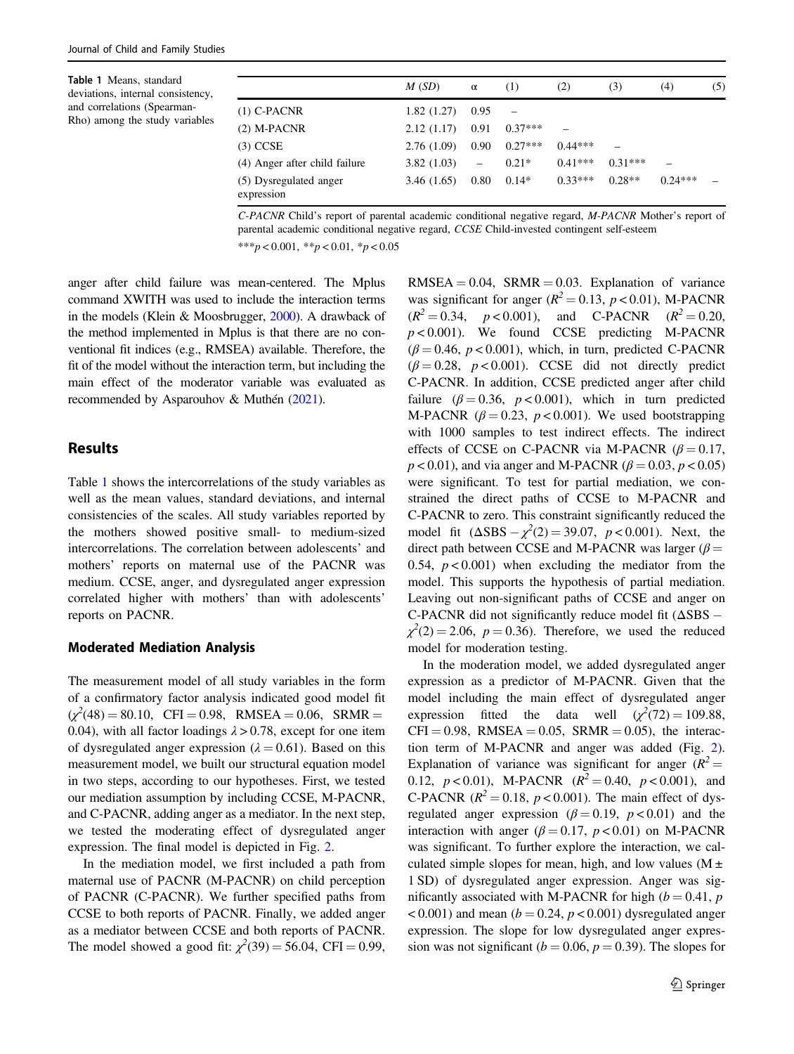Table 1 Means, standard deviations, internal consistency, and correlations (Spearman-Rho) among the study variables

| | *M (SD)* | α | (1) | (2) | (3) | (4) | (5) |
|---|---|---|---|---|---|---|---|
| (1) C-PACNR | 1.82 (1.27) | 0.95 | – | | | | |
| (2) M-PACNR | 2.12 (1.17) | 0.91 | 0.37*** | – | | | |
| (3) CCSE | 2.76 (1.09) | 0.90 | 0.27*** | 0.44*** | – | | |
| (4) Anger after child failure | 3.82 (1.03) | – | 0.21* | 0.41*** | 0.31*** | – | |
| (5) Dysregulated anger expression | 3.46 (1.65) | 0.80 | 0.14* | 0.33*** | 0.28** | 0.24*** | – |

*C-PACNR* Child's report of parental academic conditional negative regard, *M-PACNR* Mother's report of parental academic conditional negative regard, *CCSE* Child-invested contingent self-esteem

***$p < 0.001$, **$p < 0.01$, *$p < 0.05$

anger after child failure was mean-centered. The Mplus command XWITH was used to include the interaction terms in the models (Klein & Moosbrugger, 2000). A drawback of the method implemented in Mplus is that there are no conventional fit indices (e.g., RMSEA) available. Therefore, the fit of the model without the interaction term, but including the main effect of the moderator variable was evaluated as recommended by Asparouhov & Muthén (2021).

## Results

Table 1 shows the intercorrelations of the study variables as well as the mean values, standard deviations, and internal consistencies of the scales. All study variables reported by the mothers showed positive small- to medium-sized intercorrelations. The correlation between adolescents' and mothers' reports on maternal use of the PACNR was medium. CCSE, anger, and dysregulated anger expression correlated higher with mothers' than with adolescents' reports on PACNR.

### Moderated Mediation Analysis

The measurement model of all study variables in the form of a confirmatory factor analysis indicated good model fit ($\chi^2(48) = 80.10$, CFI = 0.98, RMSEA = 0.06, SRMR = 0.04), with all factor loadings $\lambda > 0.78$, except for one item of dysregulated anger expression ($\lambda = 0.61$). Based on this measurement model, we built our structural equation model in two steps, according to our hypotheses. First, we tested our mediation assumption by including CCSE, M-PACNR, and C-PACNR, adding anger as a mediator. In the next step, we tested the moderating effect of dysregulated anger expression. The final model is depicted in Fig. 2.

In the mediation model, we first included a path from maternal use of PACNR (M-PACNR) on child perception of PACNR (C-PACNR). We further specified paths from CCSE to both reports of PACNR. Finally, we added anger as a mediator between CCSE and both reports of PACNR. The model showed a good fit: $\chi^2(39) = 56.04$, CFI = 0.99, RMSEA = 0.04, SRMR = 0.03. Explanation of variance was significant for anger ($R^2 = 0.13$, $p < 0.01$), M-PACNR ($R^2 = 0.34$, $p < 0.001$), and C-PACNR ($R^2 = 0.20$, $p < 0.001$). We found CCSE predicting M-PACNR ($\beta = 0.46$, $p < 0.001$), which, in turn, predicted C-PACNR ($\beta = 0.28$, $p < 0.001$). CCSE did not directly predict C-PACNR. In addition, CCSE predicted anger after child failure ($\beta = 0.36$, $p < 0.001$), which in turn predicted M-PACNR ($\beta = 0.23$, $p < 0.001$). We used bootstrapping with 1000 samples to test indirect effects. The indirect effects of CCSE on C-PACNR via M-PACNR ($\beta = 0.17$, $p < 0.01$), and via anger and M-PACNR ($\beta = 0.03$, $p < 0.05$) were significant. To test for partial mediation, we constrained the direct paths of CCSE to M-PACNR and C-PACNR to zero. This constraint significantly reduced the model fit ($\Delta SBS - \chi^2(2) = 39.07$, $p < 0.001$). Next, the direct path between CCSE and M-PACNR was larger ($\beta = 0.54$, $p < 0.001$) when excluding the mediator from the model. This supports the hypothesis of partial mediation. Leaving out non-significant paths of CCSE and anger on C-PACNR did not significantly reduce model fit ($\Delta SBS - \chi^2(2) = 2.06$, $p = 0.36$). Therefore, we used the reduced model for moderation testing.

In the moderation model, we added dysregulated anger expression as a predictor of M-PACNR. Given that the model including the main effect of dysregulated anger expression fitted the data well ($\chi^2(72) = 109.88$, CFI = 0.98, RMSEA = 0.05, SRMR = 0.05), the interaction term of M-PACNR and anger was added (Fig. 2). Explanation of variance was significant for anger ($R^2 = 0.12$, $p < 0.01$), M-PACNR ($R^2 = 0.40$, $p < 0.001$), and C-PACNR ($R^2 = 0.18$, $p < 0.001$). The main effect of dysregulated anger expression ($\beta = 0.19$, $p < 0.01$) and the interaction with anger ($\beta = 0.17$, $p < 0.01$) on M-PACNR was significant. To further explore the interaction, we calculated simple slopes for mean, high, and low values (M ± 1 SD) of dysregulated anger expression. Anger was significantly associated with M-PACNR for high ($b = 0.41$, $p < 0.001$) and mean ($b = 0.24$, $p < 0.001$) dysregulated anger expression. The slope for low dysregulated anger expression was not significant ($b = 0.06$, $p = 0.39$). The slopes for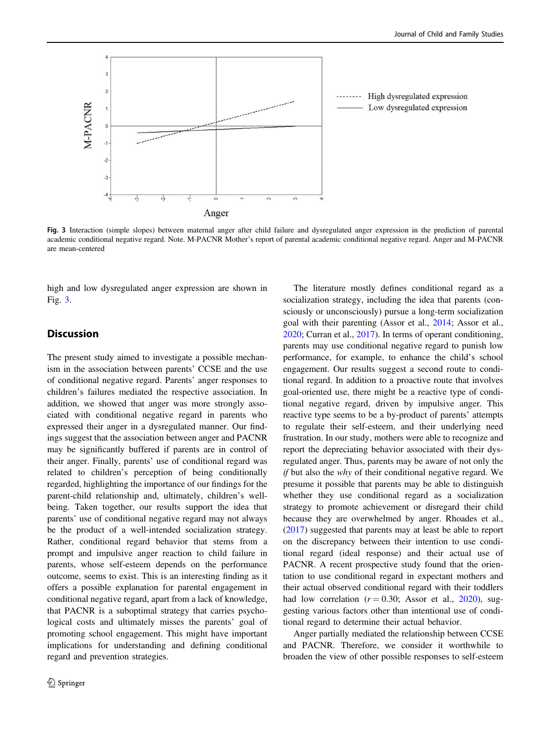Fig. 3 Interaction (simple slopes) between maternal anger after child failure and dysregulated anger expression in the prediction of parental academic conditional negative regard. Note. M-PACNR Mother's report of parental academic conditional negative regard. Anger and M-PACNR are mean-centered

high and low dysregulated anger expression are shown in Fig. 3.

## Discussion

The present study aimed to investigate a possible mechanism in the association between parents' CCSE and the use of conditional negative regard. Parents' anger responses to children's failures mediated the respective association. In addition, we showed that anger was more strongly associated with conditional negative regard in parents who expressed their anger in a dysregulated manner. Our findings suggest that the association between anger and PACNR may be significantly buffered if parents are in control of their anger. Finally, parents' use of conditional regard was related to children's perception of being conditionally regarded, highlighting the importance of our findings for the parent-child relationship and, ultimately, children's well-being. Taken together, our results support the idea that parents' use of conditional negative regard may not always be the product of a well-intended socialization strategy. Rather, conditional regard behavior that stems from a prompt and impulsive anger reaction to child failure in parents, whose self-esteem depends on the performance outcome, seems to exist. This is an interesting finding as it offers a possible explanation for parental engagement in conditional negative regard, apart from a lack of knowledge, that PACNR is a suboptimal strategy that carries psychological costs and ultimately misses the parents' goal of promoting school engagement. This might have important implications for understanding and defining conditional regard and prevention strategies.

The literature mostly defines conditional regard as a socialization strategy, including the idea that parents (consciously or unconsciously) pursue a long-term socialization goal with their parenting (Assor et al., 2014; Assor et al., 2020; Curran et al., 2017). In terms of operant conditioning, parents may use conditional negative regard to punish low performance, for example, to enhance the child's school engagement. Our results suggest a second route to conditional regard. In addition to a proactive route that involves goal-oriented use, there might be a reactive type of conditional negative regard, driven by impulsive anger. This reactive type seems to be a by-product of parents' attempts to regulate their self-esteem, and their underlying need frustration. In our study, mothers were able to recognize and report the depreciating behavior associated with their dysregulated anger. Thus, parents may be aware of not only the *if* but also the *why* of their conditional negative regard. We presume it possible that parents may be able to distinguish whether they use conditional regard as a socialization strategy to promote achievement or disregard their child because they are overwhelmed by anger. Rhoades et al., (2017) suggested that parents may at least be able to report on the discrepancy between their intention to use conditional regard (ideal response) and their actual use of PACNR. A recent prospective study found that the orientation to use conditional regard in expectant mothers and their actual observed conditional regard with their toddlers had low correlation ($r = 0.30$; Assor et al., 2020), suggesting various factors other than intentional use of conditional regard to determine their actual behavior.

Anger partially mediated the relationship between CCSE and PACNR. Therefore, we consider it worthwhile to broaden the view of other possible responses to self-esteem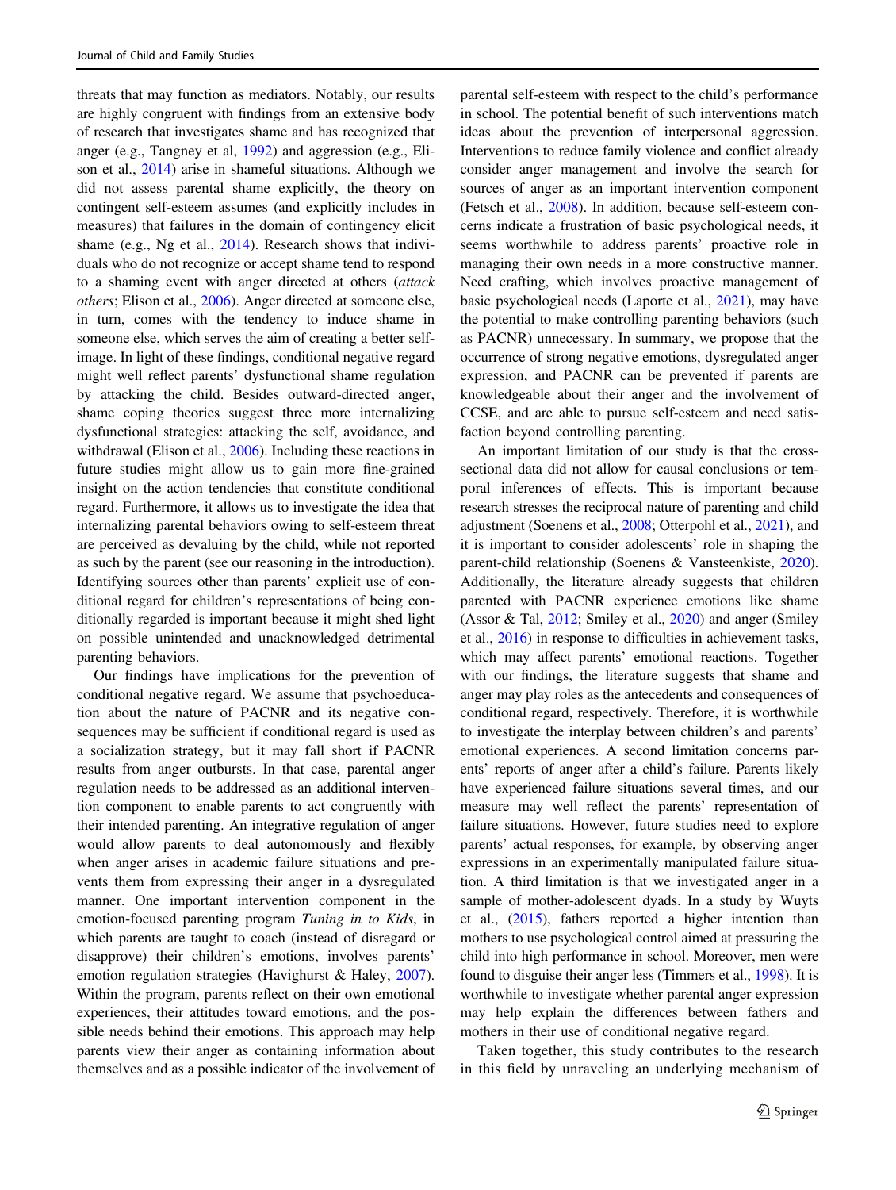threats that may function as mediators. Notably, our results are highly congruent with findings from an extensive body of research that investigates shame and has recognized that anger (e.g., Tangney et al, 1992) and aggression (e.g., Elison et al., 2014) arise in shameful situations. Although we did not assess parental shame explicitly, the theory on contingent self-esteem assumes (and explicitly includes in measures) that failures in the domain of contingency elicit shame (e.g., Ng et al., 2014). Research shows that individuals who do not recognize or accept shame tend to respond to a shaming event with anger directed at others (*attack others*; Elison et al., 2006). Anger directed at someone else, in turn, comes with the tendency to induce shame in someone else, which serves the aim of creating a better self-image. In light of these findings, conditional negative regard might well reflect parents' dysfunctional shame regulation by attacking the child. Besides outward-directed anger, shame coping theories suggest three more internalizing dysfunctional strategies: attacking the self, avoidance, and withdrawal (Elison et al., 2006). Including these reactions in future studies might allow us to gain more fine-grained insight on the action tendencies that constitute conditional regard. Furthermore, it allows us to investigate the idea that internalizing parental behaviors owing to self-esteem threat are perceived as devaluing by the child, while not reported as such by the parent (see our reasoning in the introduction). Identifying sources other than parents' explicit use of conditional regard for children's representations of being conditionally regarded is important because it might shed light on possible unintended and unacknowledged detrimental parenting behaviors.

Our findings have implications for the prevention of conditional negative regard. We assume that psychoeducation about the nature of PACNR and its negative consequences may be sufficient if conditional regard is used as a socialization strategy, but it may fall short if PACNR results from anger outbursts. In that case, parental anger regulation needs to be addressed as an additional intervention component to enable parents to act congruently with their intended parenting. An integrative regulation of anger would allow parents to deal autonomously and flexibly when anger arises in academic failure situations and prevents them from expressing their anger in a dysregulated manner. One important intervention component in the emotion-focused parenting program *Tuning in to Kids*, in which parents are taught to coach (instead of disregard or disapprove) their children's emotions, involves parents' emotion regulation strategies (Havighurst & Haley, 2007). Within the program, parents reflect on their own emotional experiences, their attitudes toward emotions, and the possible needs behind their emotions. This approach may help parents view their anger as containing information about themselves and as a possible indicator of the involvement of parental self-esteem with respect to the child's performance in school. The potential benefit of such interventions match ideas about the prevention of interpersonal aggression. Interventions to reduce family violence and conflict already consider anger management and involve the search for sources of anger as an important intervention component (Fetsch et al., 2008). In addition, because self-esteem concerns indicate a frustration of basic psychological needs, it seems worthwhile to address parents' proactive role in managing their own needs in a more constructive manner. Need crafting, which involves proactive management of basic psychological needs (Laporte et al., 2021), may have the potential to make controlling parenting behaviors (such as PACNR) unnecessary. In summary, we propose that the occurrence of strong negative emotions, dysregulated anger expression, and PACNR can be prevented if parents are knowledgeable about their anger and the involvement of CCSE, and are able to pursue self-esteem and need satisfaction beyond controlling parenting.

An important limitation of our study is that the cross-sectional data did not allow for causal conclusions or temporal inferences of effects. This is important because research stresses the reciprocal nature of parenting and child adjustment (Soenens et al., 2008; Otterpohl et al., 2021), and it is important to consider adolescents' role in shaping the parent-child relationship (Soenens & Vansteenkiste, 2020). Additionally, the literature already suggests that children parented with PACNR experience emotions like shame (Assor & Tal, 2012; Smiley et al., 2020) and anger (Smiley et al., 2016) in response to difficulties in achievement tasks, which may affect parents' emotional reactions. Together with our findings, the literature suggests that shame and anger may play roles as the antecedents and consequences of conditional regard, respectively. Therefore, it is worthwhile to investigate the interplay between children's and parents' emotional experiences. A second limitation concerns parents' reports of anger after a child's failure. Parents likely have experienced failure situations several times, and our measure may well reflect the parents' representation of failure situations. However, future studies need to explore parents' actual responses, for example, by observing anger expressions in an experimentally manipulated failure situation. A third limitation is that we investigated anger in a sample of mother-adolescent dyads. In a study by Wuyts et al., (2015), fathers reported a higher intention than mothers to use psychological control aimed at pressuring the child into high performance in school. Moreover, men were found to disguise their anger less (Timmers et al., 1998). It is worthwhile to investigate whether parental anger expression may help explain the differences between fathers and mothers in their use of conditional negative regard.

Taken together, this study contributes to the research in this field by unraveling an underlying mechanism of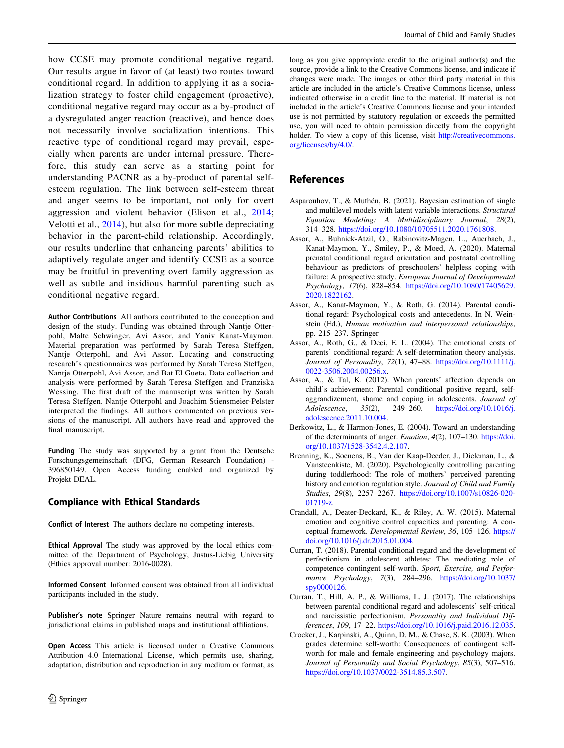how CCSE may promote conditional negative regard. Our results argue in favor of (at least) two routes toward conditional regard. In addition to applying it as a socialization strategy to foster child engagement (proactive), conditional negative regard may occur as a by-product of a dysregulated anger reaction (reactive), and hence does not necessarily involve socialization intentions. This reactive type of conditional regard may prevail, especially when parents are under internal pressure. Therefore, this study can serve as a starting point for understanding PACNR as a by-product of parental self-esteem regulation. The link between self-esteem threat and anger seems to be important, not only for overt aggression and violent behavior (Elison et al., 2014; Velotti et al., 2014), but also for more subtle depreciating behavior in the parent-child relationship. Accordingly, our results underline that enhancing parents' abilities to adaptively regulate anger and identify CCSE as a source may be fruitful in preventing overt family aggression as well as subtle and insidious harmful parenting such as conditional negative regard.

**Author Contributions** All authors contributed to the conception and design of the study. Funding was obtained through Nantje Otterpohl, Malte Schwinger, Avi Assor, and Yaniv Kanat-Maymon. Material preparation was performed by Sarah Teresa Steffgen, Nantje Otterpohl, and Avi Assor. Locating and constructing research's questionnaires was performed by Sarah Teresa Steffgen, Nantje Otterpohl, Avi Assor, and Bat El Gueta. Data collection and analysis were performed by Sarah Teresa Steffgen and Franziska Wessing. The first draft of the manuscript was written by Sarah Teresa Steffgen. Nantje Otterpohl and Joachim Stiensmeier-Pelster interpreted the findings. All authors commented on previous versions of the manuscript. All authors have read and approved the final manuscript.

**Funding** The study was supported by a grant from the Deutsche Forschungsgemeinschaft (DFG, German Research Foundation) - 396850149. Open Access funding enabled and organized by Projekt DEAL.

## Compliance with Ethical Standards

**Conflict of Interest** The authors declare no competing interests.

**Ethical Approval** The study was approved by the local ethics committee of the Department of Psychology, Justus-Liebig University (Ethics approval number: 2016-0028).

**Informed Consent** Informed consent was obtained from all individual participants included in the study.

**Publisher's note** Springer Nature remains neutral with regard to jurisdictional claims in published maps and institutional affiliations.

**Open Access** This article is licensed under a Creative Commons Attribution 4.0 International License, which permits use, sharing, adaptation, distribution and reproduction in any medium or format, as long as you give appropriate credit to the original author(s) and the source, provide a link to the Creative Commons license, and indicate if changes were made. The images or other third party material in this article are included in the article's Creative Commons license, unless indicated otherwise in a credit line to the material. If material is not included in the article's Creative Commons license and your intended use is not permitted by statutory regulation or exceeds the permitted use, you will need to obtain permission directly from the copyright holder. To view a copy of this license, visit http://creativecommons.org/licenses/by/4.0/.

## References

Asparouhov, T., & Muthén, B. (2021). Bayesian estimation of single and multilevel models with latent variable interactions. *Structural Equation Modeling: A Multidisciplinary Journal*, *28*(2), 314–328. https://doi.org/10.1080/10705511.2020.1761808.

Assor, A., Buhnick-Atzil, O., Rabinovitz-Magen, L., Auerbach, J., Kanat-Maymon, Y., Smiley, P., & Moed, A. (2020). Maternal prenatal conditional regard orientation and postnatal controlling behaviour as predictors of preschoolers' helpless coping with failure: A prospective study. *European Journal of Developmental Psychology*, *17*(6), 828–854. https://doi.org/10.1080/17405629.2020.1822162.

Assor, A., Kanat-Maymon, Y., & Roth, G. (2014). Parental conditional regard: Psychological costs and antecedents. In N. Weinstein (Ed.), *Human motivation and interpersonal relationships*, pp. 215–237. Springer

Assor, A., Roth, G., & Deci, E. L. (2004). The emotional costs of parents' conditional regard: A self-determination theory analysis. *Journal of Personality*, *72*(1), 47–88. https://doi.org/10.1111/j.0022-3506.2004.00256.x.

Assor, A., & Tal, K. (2012). When parents' affection depends on child's achievement: Parental conditional positive regard, self-aggrandizement, shame and coping in adolescents. *Journal of Adolescence*, *35*(2), 249–260. https://doi.org/10.1016/j.adolescence.2011.10.004.

Berkowitz, L., & Harmon-Jones, E. (2004). Toward an understanding of the determinants of anger. *Emotion*, *4*(2), 107–130. https://doi.org/10.1037/1528-3542.4.2.107.

Brenning, K., Soenens, B., Van der Kaap-Deeder, J., Dieleman, L., & Vansteenkiste, M. (2020). Psychologically controlling parenting during toddlerhood: The role of mothers' perceived parenting history and emotion regulation style. *Journal of Child and Family Studies*, *29*(8), 2257–2267. https://doi.org/10.1007/s10826-020-01719-z.

Crandall, A., Deater-Deckard, K., & Riley, A. W. (2015). Maternal emotion and cognitive control capacities and parenting: A conceptual framework. *Developmental Review*, *36*, 105–126. https://doi.org/10.1016/j.dr.2015.01.004.

Curran, T. (2018). Parental conditional regard and the development of perfectionism in adolescent athletes: The mediating role of competence contingent self-worth. *Sport, Exercise, and Performance Psychology*, *7*(3), 284–296. https://doi.org/10.1037/spy0000126.

Curran, T., Hill, A. P., & Williams, L. J. (2017). The relationships between parental conditional regard and adolescents' self-critical and narcissistic perfectionism. *Personality and Individual Differences*, *109*, 17–22. https://doi.org/10.1016/j.paid.2016.12.035.

Crocker, J., Karpinski, A., Quinn, D. M., & Chase, S. K. (2003). When grades determine self-worth: Consequences of contingent self-worth for male and female engineering and psychology majors. *Journal of Personality and Social Psychology*, *85*(3), 507–516. https://doi.org/10.1037/0022-3514.85.3.507.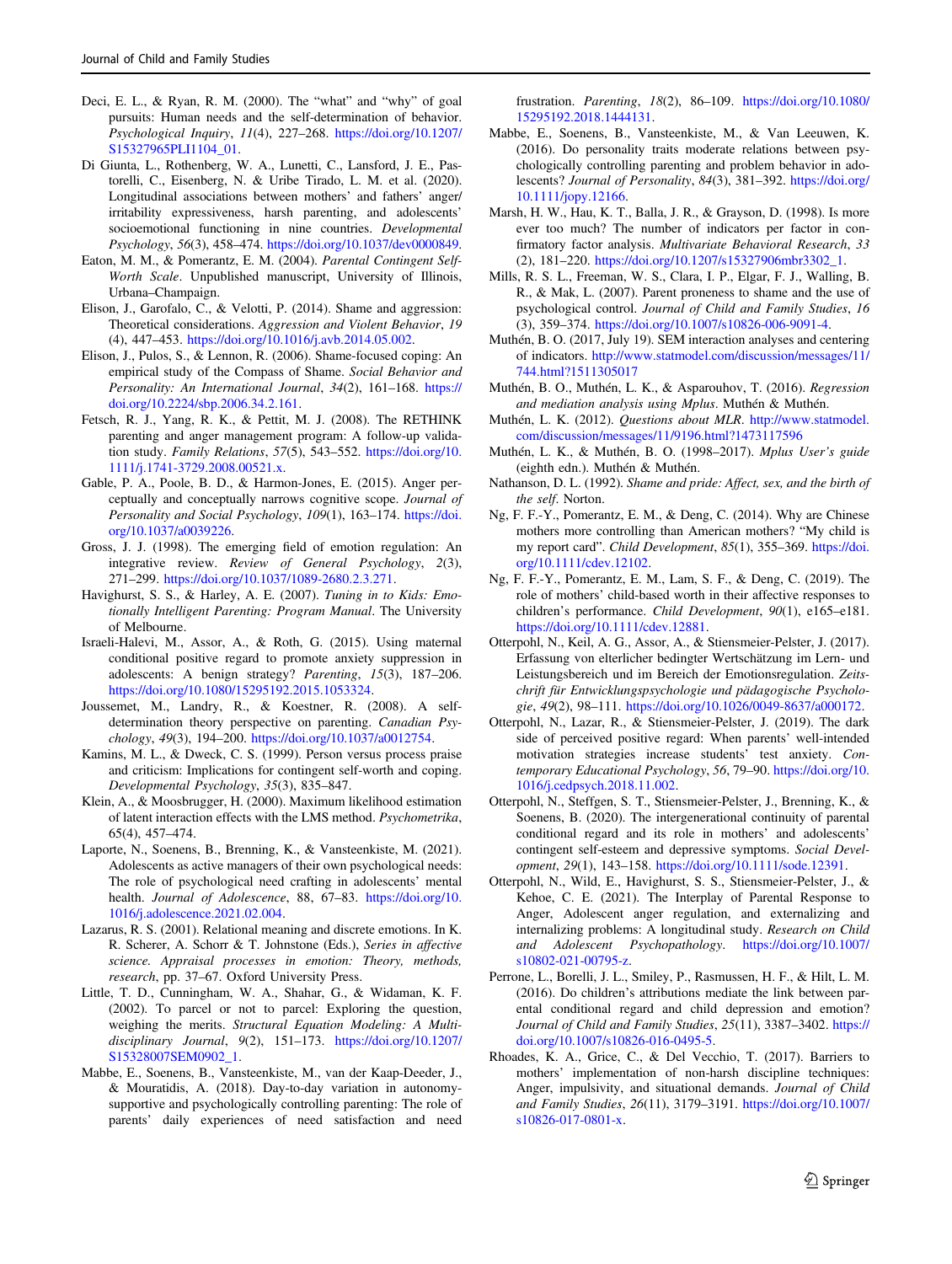Deci, E. L., & Ryan, R. M. (2000). The "what" and "why" of goal pursuits: Human needs and the self-determination of behavior. *Psychological Inquiry*, *11*(4), 227–268. https://doi.org/10.1207/S15327965PLI1104_01.

Di Giunta, L., Rothenberg, W. A., Lunetti, C., Lansford, J. E., Pastorelli, C., Eisenberg, N. & Uribe Tirado, L. M. et al. (2020). Longitudinal associations between mothers' and fathers' anger/irritability expressiveness, harsh parenting, and adolescents' socioemotional functioning in nine countries. *Developmental Psychology*, *56*(3), 458–474. https://doi.org/10.1037/dev0000849.

Eaton, M. M., & Pomerantz, E. M. (2004). *Parental Contingent Self-Worth Scale*. Unpublished manuscript, University of Illinois, Urbana–Champaign.

Elison, J., Garofalo, C., & Velotti, P. (2014). Shame and aggression: Theoretical considerations. *Aggression and Violent Behavior*, *19* (4), 447–453. https://doi.org/10.1016/j.avb.2014.05.002.

Elison, J., Pulos, S., & Lennon, R. (2006). Shame-focused coping: An empirical study of the Compass of Shame. *Social Behavior and Personality: An International Journal*, *34*(2), 161–168. https://doi.org/10.2224/sbp.2006.34.2.161.

Fetsch, R. J., Yang, R. K., & Pettit, M. J. (2008). The RETHINK parenting and anger management program: A follow-up validation study. *Family Relations*, *57*(5), 543–552. https://doi.org/10.1111/j.1741-3729.2008.00521.x.

Gable, P. A., Poole, B. D., & Harmon-Jones, E. (2015). Anger perceptually and conceptually narrows cognitive scope. *Journal of Personality and Social Psychology*, *109*(1), 163–174. https://doi.org/10.1037/a0039226.

Gross, J. J. (1998). The emerging field of emotion regulation: An integrative review. *Review of General Psychology*, *2*(3), 271–299. https://doi.org/10.1037/1089-2680.2.3.271.

Havighurst, S. S., & Harley, A. E. (2007). *Tuning in to Kids: Emotionally Intelligent Parenting: Program Manual*. The University of Melbourne.

Israeli-Halevi, M., Assor, A., & Roth, G. (2015). Using maternal conditional positive regard to promote anxiety suppression in adolescents: A benign strategy? *Parenting*, *15*(3), 187–206. https://doi.org/10.1080/15295192.2015.1053324.

Joussemet, M., Landry, R., & Koestner, R. (2008). A self-determination theory perspective on parenting. *Canadian Psychology*, *49*(3), 194–200. https://doi.org/10.1037/a0012754.

Kamins, M. L., & Dweck, C. S. (1999). Person versus process praise and criticism: Implications for contingent self-worth and coping. *Developmental Psychology*, *35*(3), 835–847.

Klein, A., & Moosbrugger, H. (2000). Maximum likelihood estimation of latent interaction effects with the LMS method. *Psychometrika*, 65(4), 457–474.

Laporte, N., Soenens, B., Brenning, K., & Vansteenkiste, M. (2021). Adolescents as active managers of their own psychological needs: The role of psychological need crafting in adolescents' mental health. *Journal of Adolescence*, 88, 67–83. https://doi.org/10.1016/j.adolescence.2021.02.004.

Lazarus, R. S. (2001). Relational meaning and discrete emotions. In K. R. Scherer, A. Schorr & T. Johnstone (Eds.), *Series in affective science. Appraisal processes in emotion: Theory, methods, research*, pp. 37–67. Oxford University Press.

Little, T. D., Cunningham, W. A., Shahar, G., & Widaman, K. F. (2002). To parcel or not to parcel: Exploring the question, weighing the merits. *Structural Equation Modeling: A Multidisciplinary Journal*, *9*(2), 151–173. https://doi.org/10.1207/S15328007SEM0902_1.

Mabbe, E., Soenens, B., Vansteenkiste, M., van der Kaap-Deeder, J., & Mouratidis, A. (2018). Day-to-day variation in autonomy-supportive and psychologically controlling parenting: The role of parents' daily experiences of need satisfaction and need frustration. *Parenting*, *18*(2), 86–109. https://doi.org/10.1080/15295192.2018.1444131.

Mabbe, E., Soenens, B., Vansteenkiste, M., & Van Leeuwen, K. (2016). Do personality traits moderate relations between psychologically controlling parenting and problem behavior in adolescents? *Journal of Personality*, *84*(3), 381–392. https://doi.org/10.1111/jopy.12166.

Marsh, H. W., Hau, K. T., Balla, J. R., & Grayson, D. (1998). Is more ever too much? The number of indicators per factor in confirmatory factor analysis. *Multivariate Behavioral Research*, *33* (2), 181–220. https://doi.org/10.1207/s15327906mbr3302_1.

Mills, R. S. L., Freeman, W. S., Clara, I. P., Elgar, F. J., Walling, B. R., & Mak, L. (2007). Parent proneness to shame and the use of psychological control. *Journal of Child and Family Studies*, *16* (3), 359–374. https://doi.org/10.1007/s10826-006-9091-4.

Muthén, B. O. (2017, July 19). SEM interaction analyses and centering of indicators. http://www.statmodel.com/discussion/messages/11/744.html?1511305017

Muthén, B. O., Muthén, L. K., & Asparouhov, T. (2016). *Regression and mediation analysis using Mplus*. Muthén & Muthén.

Muthén, L. K. (2012). *Questions about MLR*. http://www.statmodel.com/discussion/messages/11/9196.html?1473117596

Muthén, L. K., & Muthén, B. O. (1998–2017). *Mplus User's guide* (eighth edn.). Muthén & Muthén.

Nathanson, D. L. (1992). *Shame and pride: Affect, sex, and the birth of the self*. Norton.

Ng, F. F.-Y., Pomerantz, E. M., & Deng, C. (2014). Why are Chinese mothers more controlling than American mothers? "My child is my report card". *Child Development*, *85*(1), 355–369. https://doi.org/10.1111/cdev.12102.

Ng, F. F.-Y., Pomerantz, E. M., Lam, S. F., & Deng, C. (2019). The role of mothers' child-based worth in their affective responses to children's performance. *Child Development*, *90*(1), e165–e181. https://doi.org/10.1111/cdev.12881.

Otterpohl, N., Keil, A. G., Assor, A., & Stiensmeier-Pelster, J. (2017). Erfassung von elterlicher bedingter Wertschätzung im Lern- und Leistungsbereich und im Bereich der Emotionsregulation. *Zeitschrift für Entwicklungspsychologie und pädagogische Psychologie*, *49*(2), 98–111. https://doi.org/10.1026/0049-8637/a000172.

Otterpohl, N., Lazar, R., & Stiensmeier-Pelster, J. (2019). The dark side of perceived positive regard: When parents' well-intended motivation strategies increase students' test anxiety. *Contemporary Educational Psychology*, *56*, 79–90. https://doi.org/10.1016/j.cedpsych.2018.11.002.

Otterpohl, N., Steffgen, S. T., Stiensmeier-Pelster, J., Brenning, K., & Soenens, B. (2020). The intergenerational continuity of parental conditional regard and its role in mothers' and adolescents' contingent self-esteem and depressive symptoms. *Social Development*, *29*(1), 143–158. https://doi.org/10.1111/sode.12391.

Otterpohl, N., Wild, E., Havighurst, S. S., Stiensmeier-Pelster, J., & Kehoe, C. E. (2021). The Interplay of Parental Response to Anger, Adolescent anger regulation, and externalizing and internalizing problems: A longitudinal study. *Research on Child and Adolescent Psychopathology*. https://doi.org/10.1007/s10802-021-00795-z.

Perrone, L., Borelli, J. L., Smiley, P., Rasmussen, H. F., & Hilt, L. M. (2016). Do children's attributions mediate the link between parental conditional regard and child depression and emotion? *Journal of Child and Family Studies*, *25*(11), 3387–3402. https://doi.org/10.1007/s10826-016-0495-5.

Rhoades, K. A., Grice, C., & Del Vecchio, T. (2017). Barriers to mothers' implementation of non-harsh discipline techniques: Anger, impulsivity, and situational demands. *Journal of Child and Family Studies*, *26*(11), 3179–3191. https://doi.org/10.1007/s10826-017-0801-x.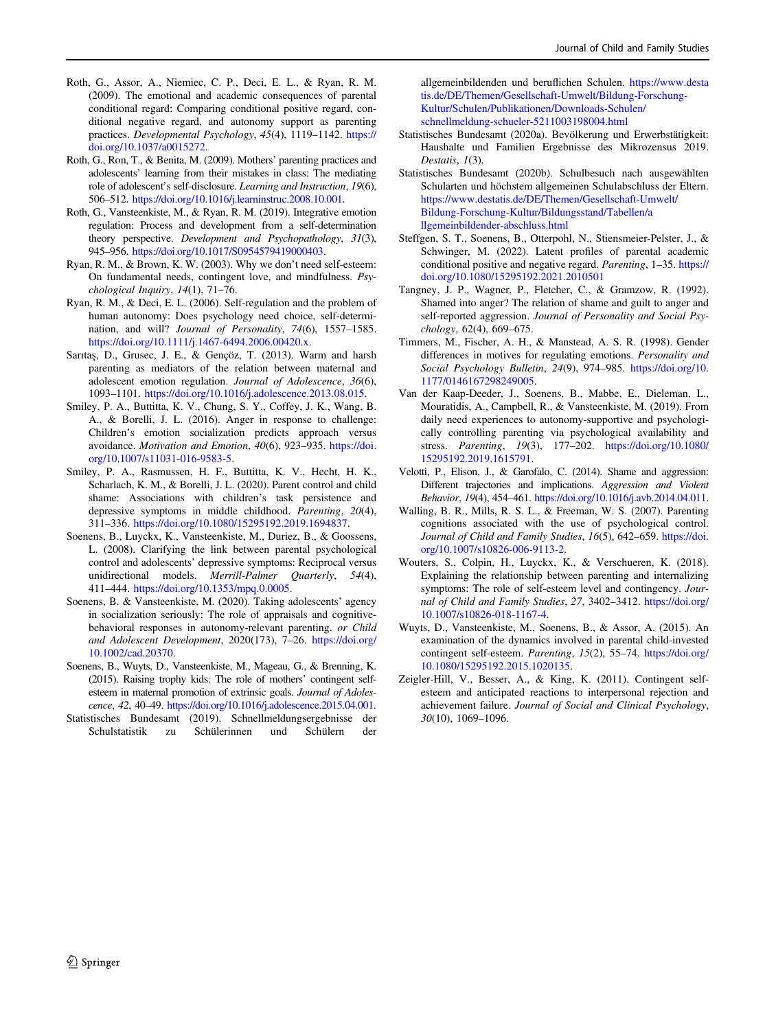Roth, G., Assor, A., Niemiec, C. P., Deci, E. L., & Ryan, R. M. (2009). The emotional and academic consequences of parental conditional regard: Comparing conditional positive regard, conditional negative regard, and autonomy support as parenting practices. *Developmental Psychology*, *45*(4), 1119–1142. https://doi.org/10.1037/a0015272.

Roth, G., Ron, T., & Benita, M. (2009). Mothers' parenting practices and adolescents' learning from their mistakes in class: The mediating role of adolescent's self-disclosure. *Learning and Instruction*, *19*(6), 506–512. https://doi.org/10.1016/j.learninstruc.2008.10.001.

Roth, G., Vansteenkiste, M., & Ryan, R. M. (2019). Integrative emotion regulation: Process and development from a self-determination theory perspective. *Development and Psychopathology*, *31*(3), 945–956. https://doi.org/10.1017/S0954579419000403.

Ryan, R. M., & Brown, K. W. (2003). Why we don't need self-esteem: On fundamental needs, contingent love, and mindfulness. *Psychological Inquiry*, *14*(1), 71–76.

Ryan, R. M., & Deci, E. L. (2006). Self-regulation and the problem of human autonomy: Does psychology need choice, self-determination, and will? *Journal of Personality*, *74*(6), 1557–1585. https://doi.org/10.1111/j.1467-6494.2006.00420.x.

Sarıtaş, D., Grusec, J. E., & Gençöz, T. (2013). Warm and harsh parenting as mediators of the relation between maternal and adolescent emotion regulation. *Journal of Adolescence*, *36*(6), 1093–1101. https://doi.org/10.1016/j.adolescence.2013.08.015.

Smiley, P. A., Buttitta, K. V., Chung, S. Y., Coffey, J. K., Wang, B. A., & Borelli, J. L. (2016). Anger in response to challenge: Children's emotion socialization predicts approach versus avoidance. *Motivation and Emotion*, *40*(6), 923–935. https://doi.org/10.1007/s11031-016-9583-5.

Smiley, P. A., Rasmussen, H. F., Buttitta, K. V., Hecht, H. K., Scharlach, K. M., & Borelli, J. L. (2020). Parent control and child shame: Associations with children's task persistence and depressive symptoms in middle childhood. *Parenting*, *20*(4), 311–336. https://doi.org/10.1080/15295192.2019.1694837.

Soenens, B., Luyckx, K., Vansteenkiste, M., Duriez, B., & Goossens, L. (2008). Clarifying the link between parental psychological control and adolescents' depressive symptoms: Reciprocal versus unidirectional models. *Merrill-Palmer Quarterly*, *54*(4), 411–444. https://doi.org/10.1353/mpq.0.0005.

Soenens, B. & Vansteenkiste, M. (2020). Taking adolescents' agency in socialization seriously: The role of appraisals and cognitive-behavioral responses in autonomy-relevant parenting. *or Child and Adolescent Development*, 2020(173), 7–26. https://doi.org/10.1002/cad.20370.

Soenens, B., Wuyts, D., Vansteenkiste, M., Mageau, G., & Brenning, K. (2015). Raising trophy kids: The role of mothers' contingent self-esteem in maternal promotion of extrinsic goals. *Journal of Adolescence*, *42*, 40–49. https://doi.org/10.1016/j.adolescence.2015.04.001.

Statistisches Bundesamt (2019). Schnellmeldungsergebnisse der Schulstatistik zu Schülerinnen und Schülern der allgemeinbildenden und beruflichen Schulen. https://www.destatis.de/DE/Themen/Gesellschaft-Umwelt/Bildung-Forschung-Kultur/Schulen/Publikationen/Downloads-Schulen/schnellmeldung-schueler-5211003198004.html

Statistisches Bundesamt (2020a). Bevölkerung und Erwerbstätigkeit: Haushalte und Familien Ergebnisse des Mikrozensus 2019. *Destatis*, *1*(3).

Statistisches Bundesamt (2020b). Schulbesuch nach ausgewählten Schularten und höchstem allgemeinen Schulabschluss der Eltern. https://www.destatis.de/DE/Themen/Gesellschaft-Umwelt/Bildung-Forschung-Kultur/Bildungsstand/Tabellen/allgemeinbildender-abschluss.html

Steffgen, S. T., Soenens, B., Otterpohl, N., Stiensmeier-Pelster, J., & Schwinger, M. (2022). Latent profiles of parental academic conditional positive and negative regard. *Parenting*, 1–35. https://doi.org/10.1080/15295192.2021.2010501

Tangney, J. P., Wagner, P., Fletcher, C., & Gramzow, R. (1992). Shamed into anger? The relation of shame and guilt to anger and self-reported aggression. *Journal of Personality and Social Psychology*, 62(4), 669–675.

Timmers, M., Fischer, A. H., & Manstead, A. S. R. (1998). Gender differences in motives for regulating emotions. *Personality and Social Psychology Bulletin*, *24*(9), 974–985. https://doi.org/10.1177/0146167298249005.

Van der Kaap-Deeder, J., Soenens, B., Mabbe, E., Dieleman, L., Mouratidis, A., Campbell, R., & Vansteenkiste, M. (2019). From daily need experiences to autonomy-supportive and psychologically controlling parenting via psychological availability and stress. *Parenting*, *19*(3), 177–202. https://doi.org/10.1080/15295192.2019.1615791.

Velotti, P., Elison, J., & Garofalo, C. (2014). Shame and aggression: Different trajectories and implications. *Aggression and Violent Behavior*, *19*(4), 454–461. https://doi.org/10.1016/j.avb.2014.04.011.

Walling, B. R., Mills, R. S. L., & Freeman, W. S. (2007). Parenting cognitions associated with the use of psychological control. *Journal of Child and Family Studies*, *16*(5), 642–659. https://doi.org/10.1007/s10826-006-9113-2.

Wouters, S., Colpin, H., Luyckx, K., & Verschueren, K. (2018). Explaining the relationship between parenting and internalizing symptoms: The role of self-esteem level and contingency. *Journal of Child and Family Studies*, *27*, 3402–3412. https://doi.org/10.1007/s10826-018-1167-4.

Wuyts, D., Vansteenkiste, M., Soenens, B., & Assor, A. (2015). An examination of the dynamics involved in parental child-invested contingent self-esteem. *Parenting*, *15*(2), 55–74. https://doi.org/10.1080/15295192.2015.1020135.

Zeigler-Hill, V., Besser, A., & King, K. (2011). Contingent self-esteem and anticipated reactions to interpersonal rejection and achievement failure. *Journal of Social and Clinical Psychology*, *30*(10), 1069–1096.